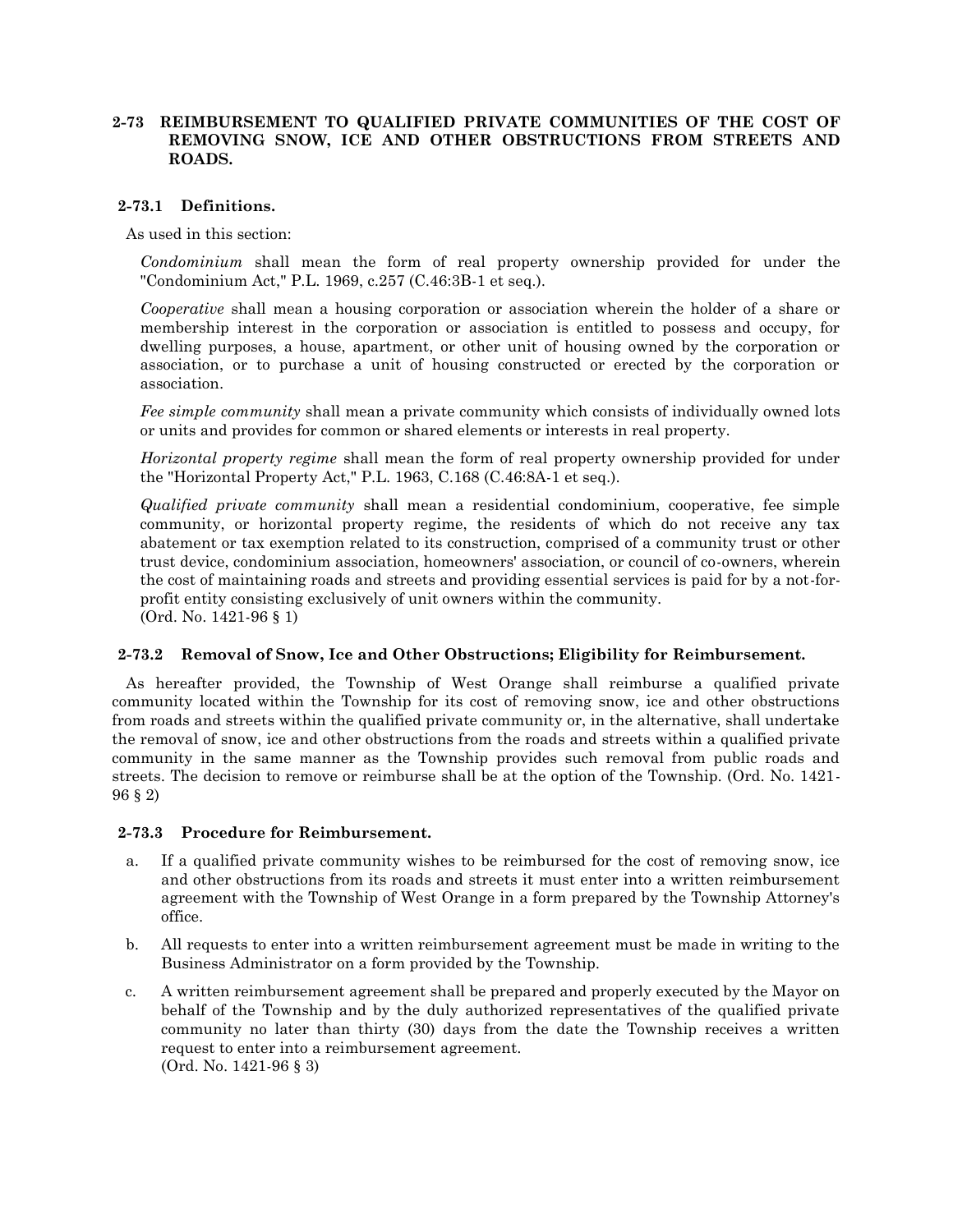## 2-73 REIMBURSEMENT TO QUALIFIED PRIVATE COMMUNITIES OF THE COST OF REMOVING SNOW, ICE AND OTHER OBSTRUCTIONS FROM STREETS AND ROADS.

### 2-73.1 Definitions.

As used in this section:

*Condominium* shall mean the form of real property ownership provided for under the "Condominium Act," P.L. 1969, c.257 (C.46:3B-1 et seq.).

*Cooperative* shall mean a housing corporation or association wherein the holder of a share or membership interest in the corporation or association is entitled to possess and occupy, for dwelling purposes, a house, apartment, or other unit of housing owned by the corporation or association, or to purchase a unit of housing constructed or erected by the corporation or association.

*Fee simple community* shall mean a private community which consists of individually owned lots or units and provides for common or shared elements or interests in real property.

*Horizontal property regime* shall mean the form of real property ownership provided for under the "Horizontal Property Act," P.L. 1963, C.168 (C.46:8A-1 et seq.).

*Qualified private community* shall mean a residential condominium, cooperative, fee simple community, or horizontal property regime, the residents of which do not receive any tax abatement or tax exemption related to its construction, comprised of a community trust or other trust device, condominium association, homeowners' association, or council of co-owners, wherein the cost of maintaining roads and streets and providing essential services is paid for by a not-for-profit entity consisting exclusively of unit owners within the community.
(Ord. No. 1421-96 § 1)

### 2-73.2 Removal of Snow, Ice and Other Obstructions; Eligibility for Reimbursement.

As hereafter provided, the Township of West Orange shall reimburse a qualified private community located within the Township for its cost of removing snow, ice and other obstructions from roads and streets within the qualified private community or, in the alternative, shall undertake the removal of snow, ice and other obstructions from the roads and streets within a qualified private community in the same manner as the Township provides such removal from public roads and streets. The decision to remove or reimburse shall be at the option of the Township. (Ord. No. 1421-96 § 2)

### 2-73.3 Procedure for Reimbursement.

a. If a qualified private community wishes to be reimbursed for the cost of removing snow, ice and other obstructions from its roads and streets it must enter into a written reimbursement agreement with the Township of West Orange in a form prepared by the Township Attorney's office.

b. All requests to enter into a written reimbursement agreement must be made in writing to the Business Administrator on a form provided by the Township.

c. A written reimbursement agreement shall be prepared and properly executed by the Mayor on behalf of the Township and by the duly authorized representatives of the qualified private community no later than thirty (30) days from the date the Township receives a written request to enter into a reimbursement agreement.
(Ord. No. 1421-96 § 3)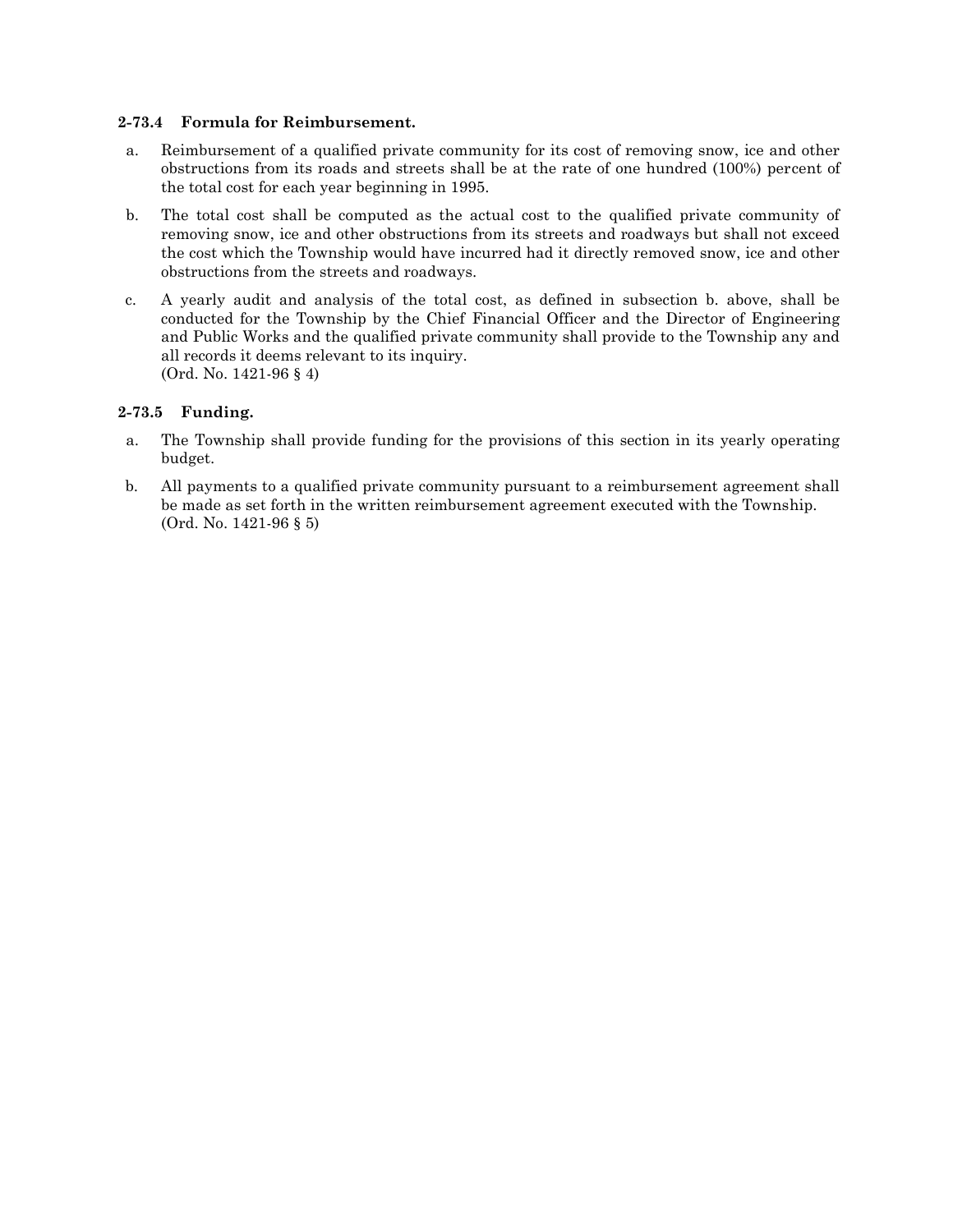**2-73.4 Formula for Reimbursement.**

a. Reimbursement of a qualified private community for its cost of removing snow, ice and other obstructions from its roads and streets shall be at the rate of one hundred (100%) percent of the total cost for each year beginning in 1995.

b. The total cost shall be computed as the actual cost to the qualified private community of removing snow, ice and other obstructions from its streets and roadways but shall not exceed the cost which the Township would have incurred had it directly removed snow, ice and other obstructions from the streets and roadways.

c. A yearly audit and analysis of the total cost, as defined in subsection b. above, shall be conducted for the Township by the Chief Financial Officer and the Director of Engineering and Public Works and the qualified private community shall provide to the Township any and all records it deems relevant to its inquiry.
(Ord. No. 1421-96 § 4)

**2-73.5 Funding.**

a. The Township shall provide funding for the provisions of this section in its yearly operating budget.

b. All payments to a qualified private community pursuant to a reimbursement agreement shall be made as set forth in the written reimbursement agreement executed with the Township.
(Ord. No. 1421-96 § 5)